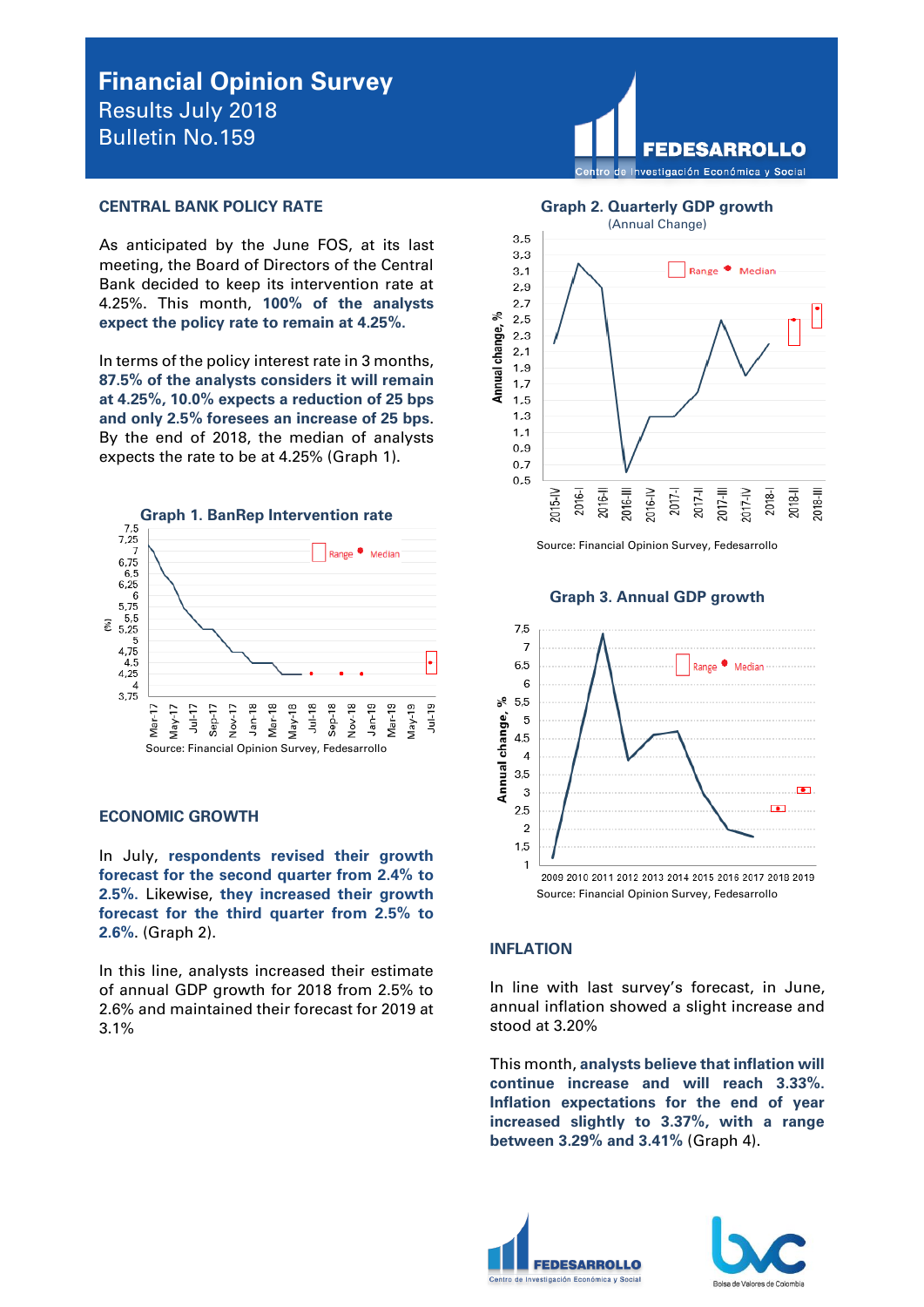# Financial Opinion Survey

Results July 2018

Bulletin No.159

## CENTRAL BANK POLICY RATE

As anticipated by the June FOS, at its last meeting, the Board of Directors of the Central Bank decided to keep its intervention rate at 4.25%. This month, **100% of the analysts expect the policy rate to remain at 4.25%.**

In terms of the policy interest rate in 3 months, **87.5% of the analysts considers it will remain at 4.25%, 10.0% expects a reduction of 25 bps and only 2.5% foresees an increase of 25 bps**. By the end of 2018, the median of analysts expects the rate to be at 4.25% (Graph 1).

**Graph 1. BanRep Intervention rate**

Source: Financial Opinion Survey, Fedesarrollo

## ECONOMIC GROWTH

In July, **respondents revised their growth forecast for the second quarter from 2.4% to 2.5%.** Likewise, **they increased their growth forecast for the third quarter from 2.5% to 2.6%.** (Graph 2).

In this line, analysts increased their estimate of annual GDP growth for 2018 from 2.5% to 2.6% and maintained their forecast for 2019 at 3.1%

**Graph 2. Quarterly GDP growth**

(Annual Change)

Source: Financial Opinion Survey, Fedesarrollo

**Graph 3. Annual GDP growth**

Source: Financial Opinion Survey, Fedesarrollo

## INFLATION

In line with last survey's forecast, in June, annual inflation showed a slight increase and stood at 3.20%

This month, **analysts believe that inflation will continue increase and will reach 3.33%. Inflation expectations for the end of year increased slightly to 3.37%, with a range between 3.29% and 3.41%** (Graph 4).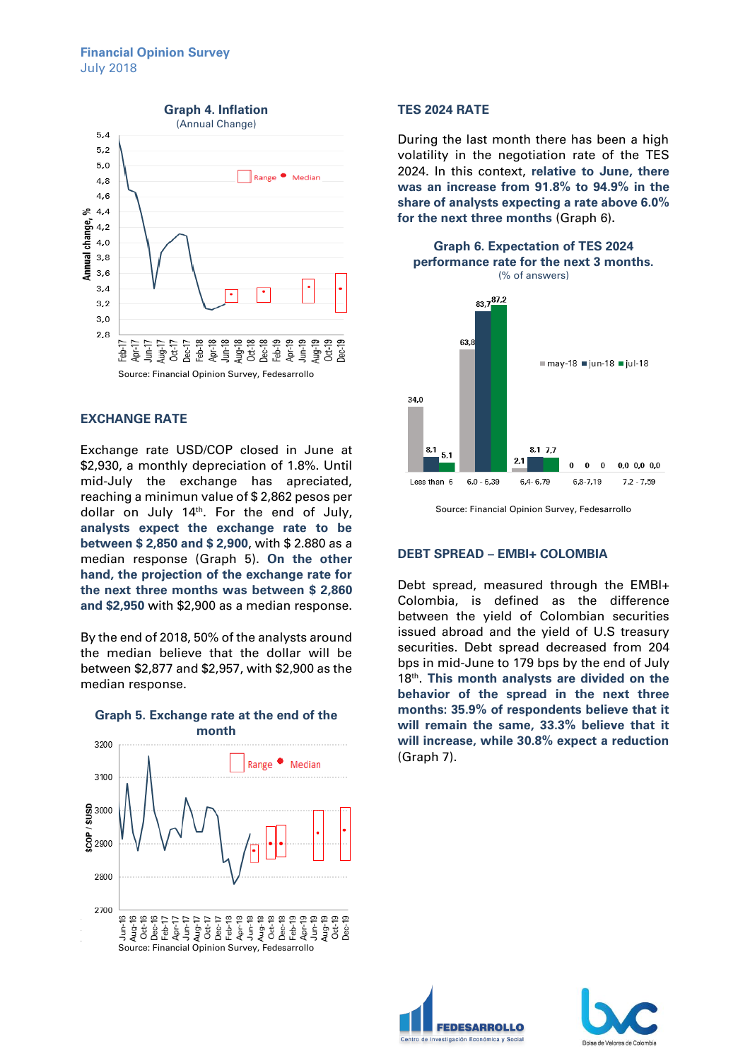### Graph 4. Inflation

(Annual Change)

Source: Financial Opinion Survey, Fedesarrollo

## EXCHANGE RATE

Exchange rate USD/COP closed in June at $2,930, a monthly depreciation of 1.8%. Until mid-July the exchange has apreciated, reaching a minimun value of $ 2,862 pesos per dollar on July 14th. For the end of July, **analysts expect the exchange rate to be between $ 2,850 and $ 2,900**, with $ 2.880 as a median response (Graph 5). **On the other hand, the projection of the exchange rate for the next three months was between $ 2,860 and $2,950** with $2,900 as a median response.

By the end of 2018, 50% of the analysts around the median believe that the dollar will be between $2,877 and $2,957, with $2,900 as the median response.

### Graph 5. Exchange rate at the end of the month

Source: Financial Opinion Survey, Fedesarrollo

## TES 2024 RATE

During the last month there has been a high volatility in the negotiation rate of the TES 2024. In this context, **relative to June, there was an increase from 91.8% to 94.9% in the share of analysts expecting a rate above 6.0% for the next three months** (Graph 6).

### Graph 6. Expectation of TES 2024 performance rate for the next 3 months.

(% of answers)

| | Less than 6 | 6,0 - 6,39 | 6,4 - 6,79 | 6,8 - 7,19 | 7,2 - 7,59 |
|---|---|---|---|---|---|
| may-18 | 34,0 | 63,8 | 2,1 | 0 | 0,0 |
| jun-18 | 8,1 | 83,7 | 8,1 | 0 | 0,0 |
| jul-18 | 5,1 | 87,2 | 7,7 | 0 | 0,0 |

Source: Financial Opinion Survey, Fedesarrollo

## DEBT SPREAD – EMBI+ COLOMBIA

Debt spread, measured through the EMBI+ Colombia, is defined as the difference between the yield of Colombian securities issued abroad and the yield of U.S treasury securities. Debt spread decreased from 204 bps in mid-June to 179 bps by the end of July 18th. **This month analysts are divided on the behavior of the spread in the next three months: 35.9% of respondents believe that it will remain the same, 33.3% believe that it will increase, while 30.8% expect a reduction** (Graph 7).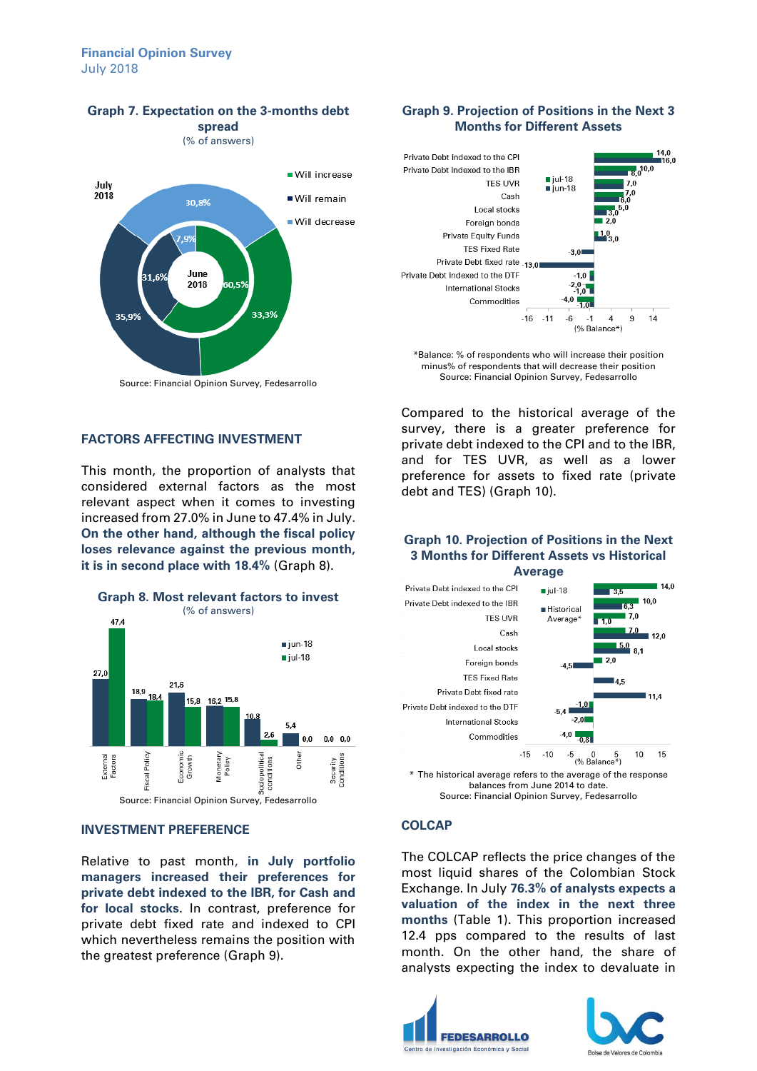### Graph 7. Expectation on the 3-months debt spread

(% of answers)

Source: Financial Opinion Survey, Fedesarrollo

## FACTORS AFFECTING INVESTMENT

This month, the proportion of analysts that considered external factors as the most relevant aspect when it comes to investing increased from 27.0% in June to 47.4% in July. **On the other hand, although the fiscal policy loses relevance against the previous month, it is in second place with 18.4%** (Graph 8).

### Graph 8. Most relevant factors to invest

(% of answers)

Source: Financial Opinion Survey, Fedesarrollo

## INVESTMENT PREFERENCE

Relative to past month, **in July portfolio managers increased their preferences for private debt indexed to the IBR, for Cash and for local stocks.** In contrast, preference for private debt fixed rate and indexed to CPI which nevertheless remains the position with the greatest preference (Graph 9).

### Graph 9. Projection of Positions in the Next 3 Months for Different Assets

*Balance: % of respondents who will increase their position minus% of respondents that will decrease their position
Source: Financial Opinion Survey, Fedesarrollo

Compared to the historical average of the survey, there is a greater preference for private debt indexed to the CPI and to the IBR, and for TES UVR, as well as a lower preference for assets to fixed rate (private debt and TES) (Graph 10).

### Graph 10. Projection of Positions in the Next 3 Months for Different Assets vs Historical Average

* The historical average refers to the average of the response balances from June 2014 to date.
Source: Financial Opinion Survey, Fedesarrollo

## COLCAP

The COLCAP reflects the price changes of the most liquid shares of the Colombian Stock Exchange. In July **76.3% of analysts expects a valuation of the index in the next three months** (Table 1). This proportion increased 12.4 pps compared to the results of last month. On the other hand, the share of analysts expecting the index to devaluate in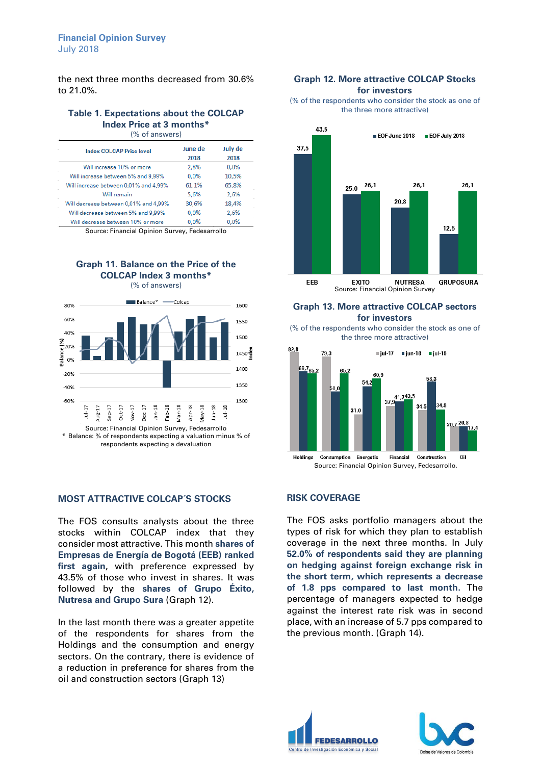the next three months decreased from 30.6% to 21.0%.

### Table 1. Expectations about the COLCAP Index Price at 3 months*

(% of answers)

| Index COLCAP Price level | June de 2018 | July de 2018 |
|---|---|---|
| Will increase 10% or more | 2,8% | 0,0% |
| Will increase between 5% and 9,99% | 0,0% | 10,5% |
| Will increase between 0,01% and 4,99% | 61,1% | 65,8% |
| Will remain | 5,6% | 2,6% |
| Will decrease between 0,01% and 4,99% | 30,6% | 18,4% |
| Will decrease between 5% and 9,99% | 0,0% | 2,6% |
| Will decrease between 10% or more | 0,0% | 0,0% |

Source: Financial Opinion Survey, Fedesarrollo

### Graph 11. Balance on the Price of the COLCAP Index 3 months*

(% of answers)

Source: Financial Opinion Survey, Fedesarrollo

\* Balance: % of respondents expecting a valuation minus % of respondents expecting a devaluation

### Graph 12. More attractive COLCAP Stocks for investors

(% of the respondents who consider the stock as one of the three more attractive)

Source: Financial Opinion Survey

### Graph 13. More attractive COLCAP sectors for investors

(% of the respondents who consider the stock as one of the three more attractive)

Source: Financial Opinion Survey, Fedesarrollo.

## MOST ATTRACTIVE COLCAP´S STOCKS

The FOS consults analysts about the three stocks within COLCAP index that they consider most attractive. This month **shares of Empresas de Energía de Bogotá (EEB) ranked first again**, with preference expressed by 43.5% of those who invest in shares. It was followed by the **shares of Grupo Éxito, Nutresa and Grupo Sura** (Graph 12).

In the last month there was a greater appetite of the respondents for shares from the Holdings and the consumption and energy sectors. On the contrary, there is evidence of a reduction in preference for shares from the oil and construction sectors (Graph 13)

## RISK COVERAGE

The FOS asks portfolio managers about the types of risk for which they plan to establish coverage in the next three months. In July **52.0% of respondents said they are planning on hedging against foreign exchange risk in the short term, which represents a decrease of 1.8 pps compared to last month.** The percentage of managers expected to hedge against the interest rate risk was in second place, with an increase of 5.7 pps compared to the previous month. (Graph 14).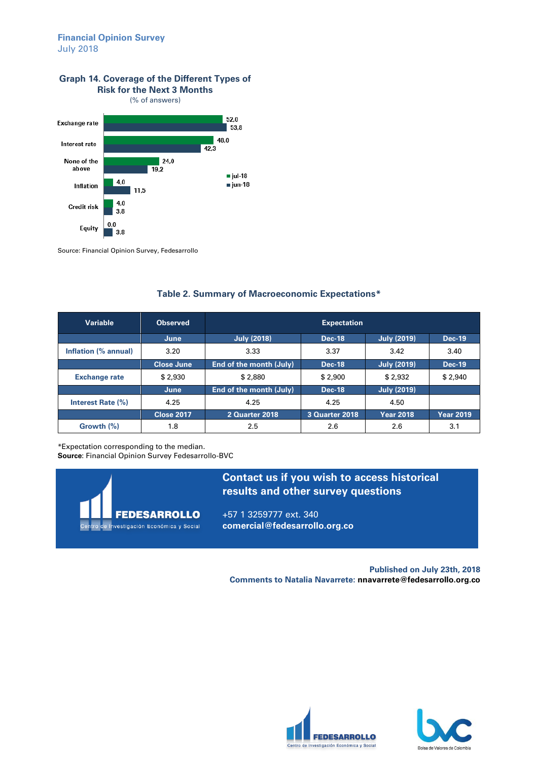Financial Opinion Survey
July 2018

### Graph 14. Coverage of the Different Types of Risk for the Next 3 Months

(% of answers)

Exchange rate 52,0 53,8
Interest rate 48,0 42,3
None of the above 24,0 19,2
Inflation 4,0 11,5
Credit risk 4,0 3,8
Equity 0,0 3,8

jul-18
jun-18

Source: Financial Opinion Survey, Fedesarrollo

### Table 2. Summary of Macroeconomic Expectations*

| Variable | Observed | Expectation | | | |
|---|---|---|---|---|---|
| | June | July (2018) | Dec-18 | July (2019) | Dec-19 |
| Inflation (% annual) | 3.20 | 3.33 | 3.37 | 3.42 | 3.40 |
| | Close June | End of the month (July) | Dec-18 | July (2019) | Dec-19 |
| Exchange rate | $ 2,930 | $ 2,880 | $ 2,900 | $ 2,932 | $ 2,940 |
| | June | End of the month (July) | Dec-18 | July (2019) | |
| Interest Rate (%) | 4.25 | 4.25 | 4.25 | 4.50 | |
| | Close 2017 | 2 Quarter 2018 | 3 Quarter 2018 | Year 2018 | Year 2019 |
| Growth (%) | 1.8 | 2.5 | 2.6 | 2.6 | 3.1 |

*Expectation corresponding to the median.
**Source**: Financial Opinion Survey Fedesarrollo-BVC

FEDESARROLLO
Centro de Investigación Económica y Social

**Contact us if you wish to access historical results and other survey questions**

+57 1 3259777 ext. 340
**comercial@fedesarrollo.org.co**

**Published on July 23th, 2018**
**Comments to Natalia Navarrete: nnavarrete@fedesarrollo.org.co**

FEDESARROLLO Centro de Investigación Económica y Social

bvc Bolsa de Valores de Colombia